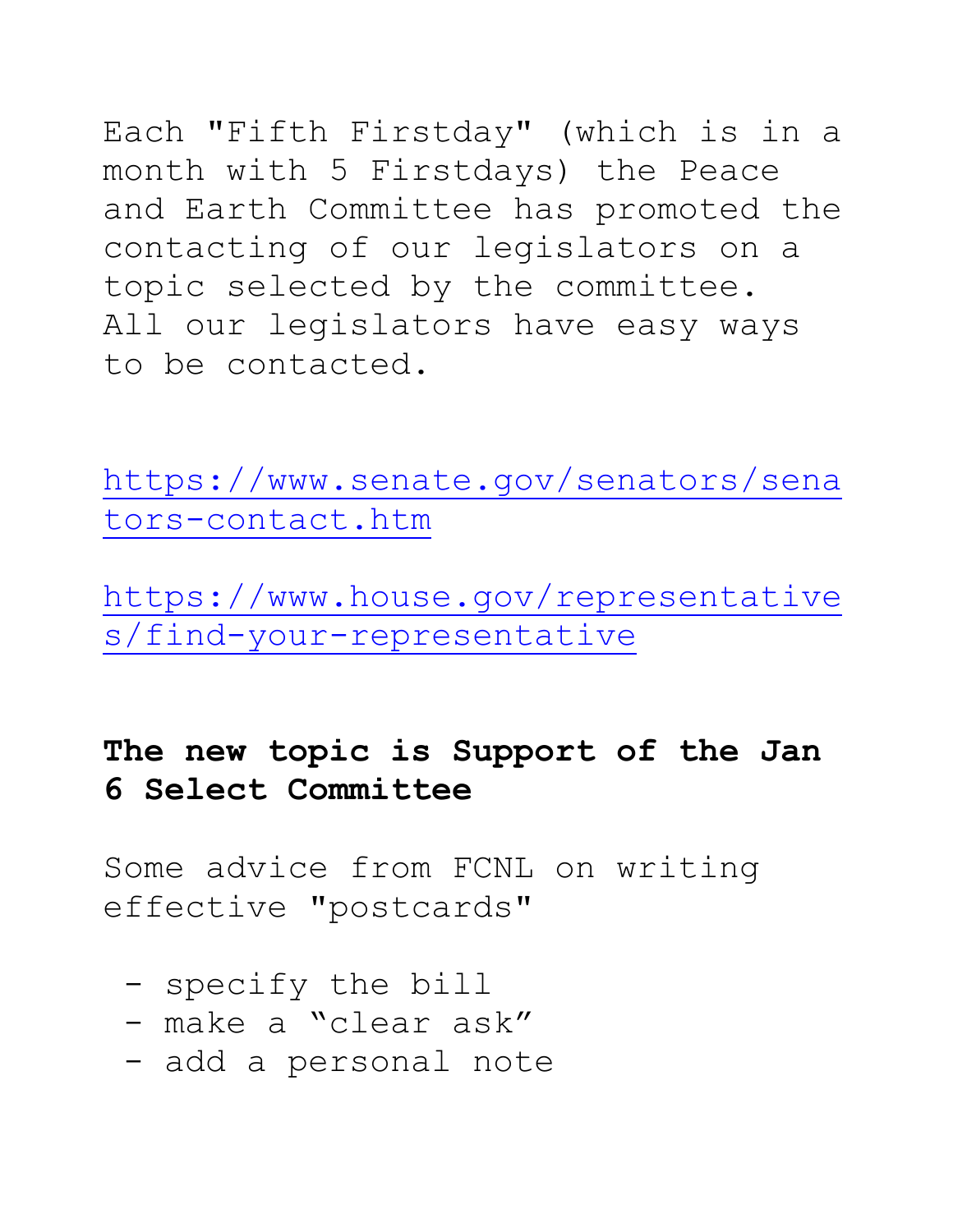Each "Fifth Firstday" (which is in a month with 5 Firstdays) the Peace and Earth Committee has promoted the contacting of our legislators on a topic selected by the committee. All our legislators have easy ways to be contacted.

https://www.senate.gov/senators/senators-contact.htm

https://www.house.gov/representatives/find-your-representative

**The new topic is Support of the Jan 6 Select Committee**

Some advice from FCNL on writing effective "postcards"

- specify the bill
- make a “clear ask”
- add a personal note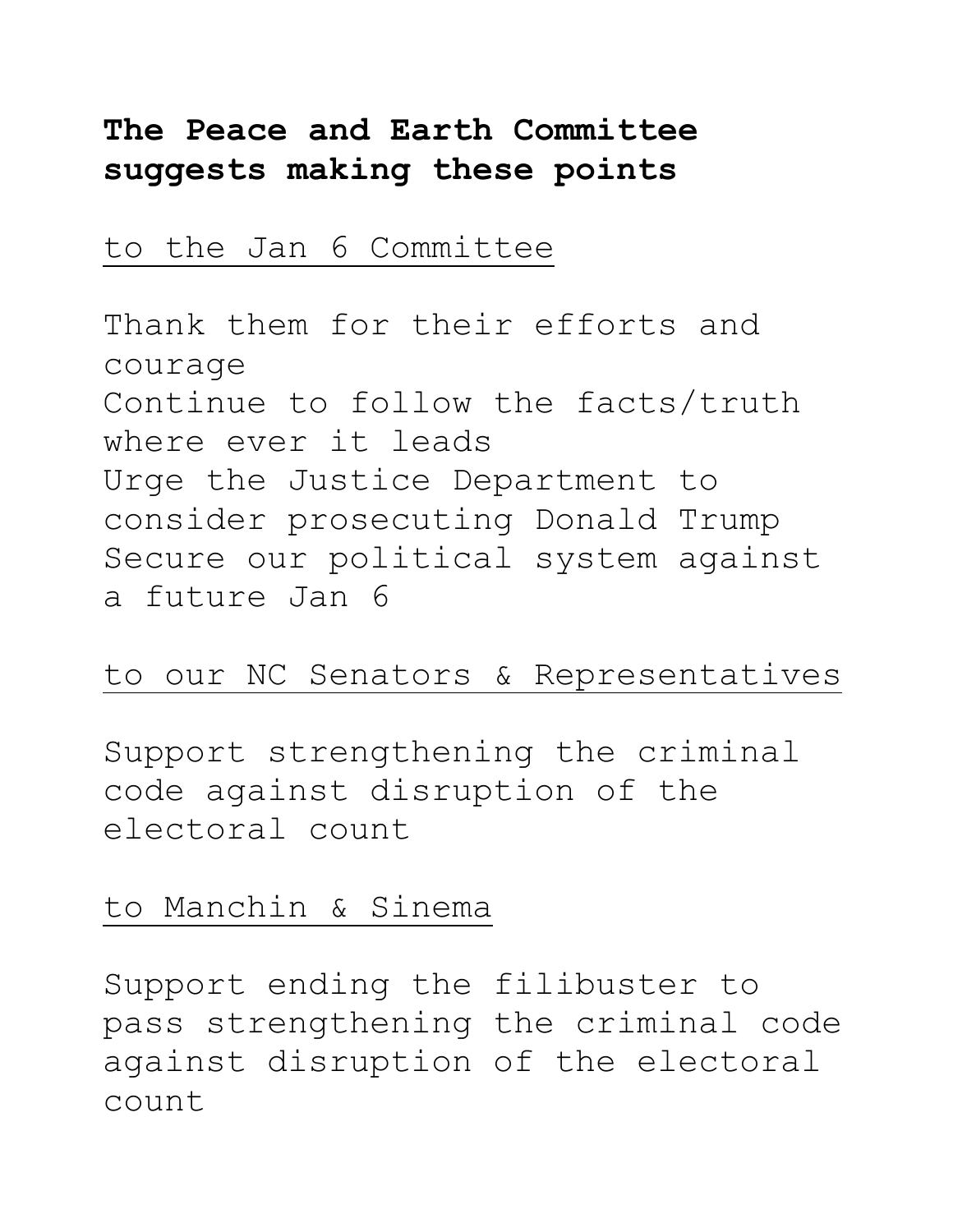**The Peace and Earth Committee suggests making these points**

to the Jan 6 Committee

Thank them for their efforts and courage
Continue to follow the facts/truth where ever it leads
Urge the Justice Department to consider prosecuting Donald Trump
Secure our political system against a future Jan 6

to our NC Senators & Representatives

Support strengthening the criminal code against disruption of the electoral count

to Manchin & Sinema

Support ending the filibuster to pass strengthening the criminal code against disruption of the electoral count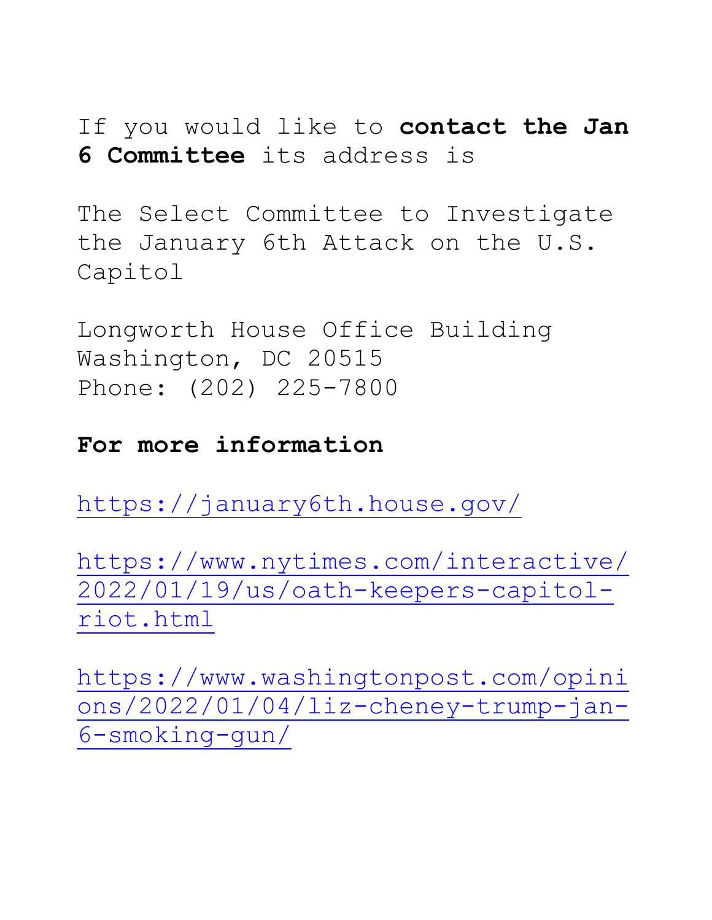If you would like to **contact the Jan 6 Committee** its address is

The Select Committee to Investigate the January 6th Attack on the U.S. Capitol

Longworth House Office Building
Washington, DC 20515
Phone: (202) 225-7800

**For more information**

https://january6th.house.gov/

https://www.nytimes.com/interactive/2022/01/19/us/oath-keepers-capitol-riot.html

https://www.washingtonpost.com/opinions/2022/01/04/liz-cheney-trump-jan-6-smoking-gun/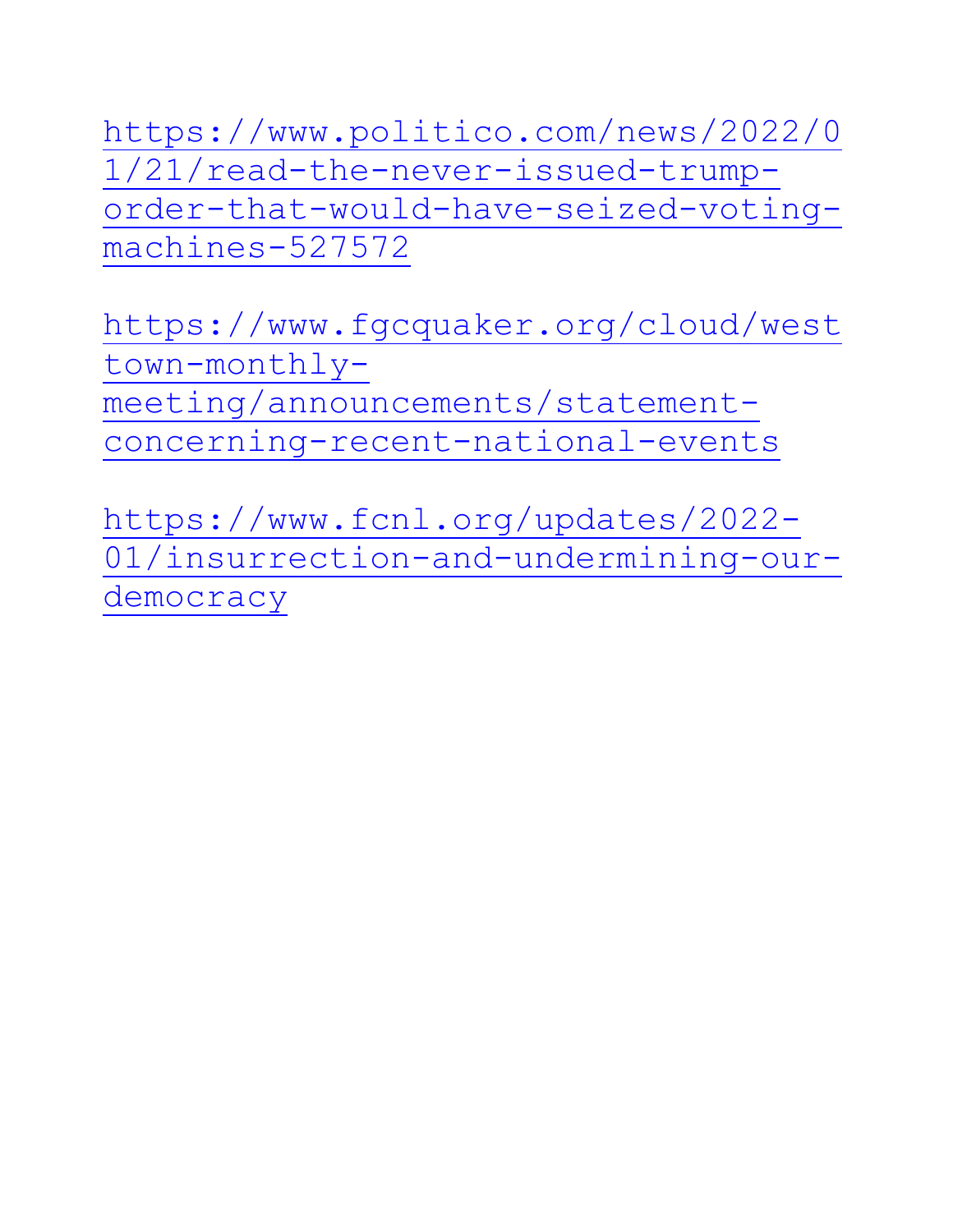https://www.politico.com/news/2022/01/21/read-the-never-issued-trump-order-that-would-have-seized-voting-machines-527572

https://www.fgcquaker.org/cloud/westtown-monthly-meeting/announcements/statement-concerning-recent-national-events

https://www.fcnl.org/updates/2022-01/insurrection-and-undermining-our-democracy